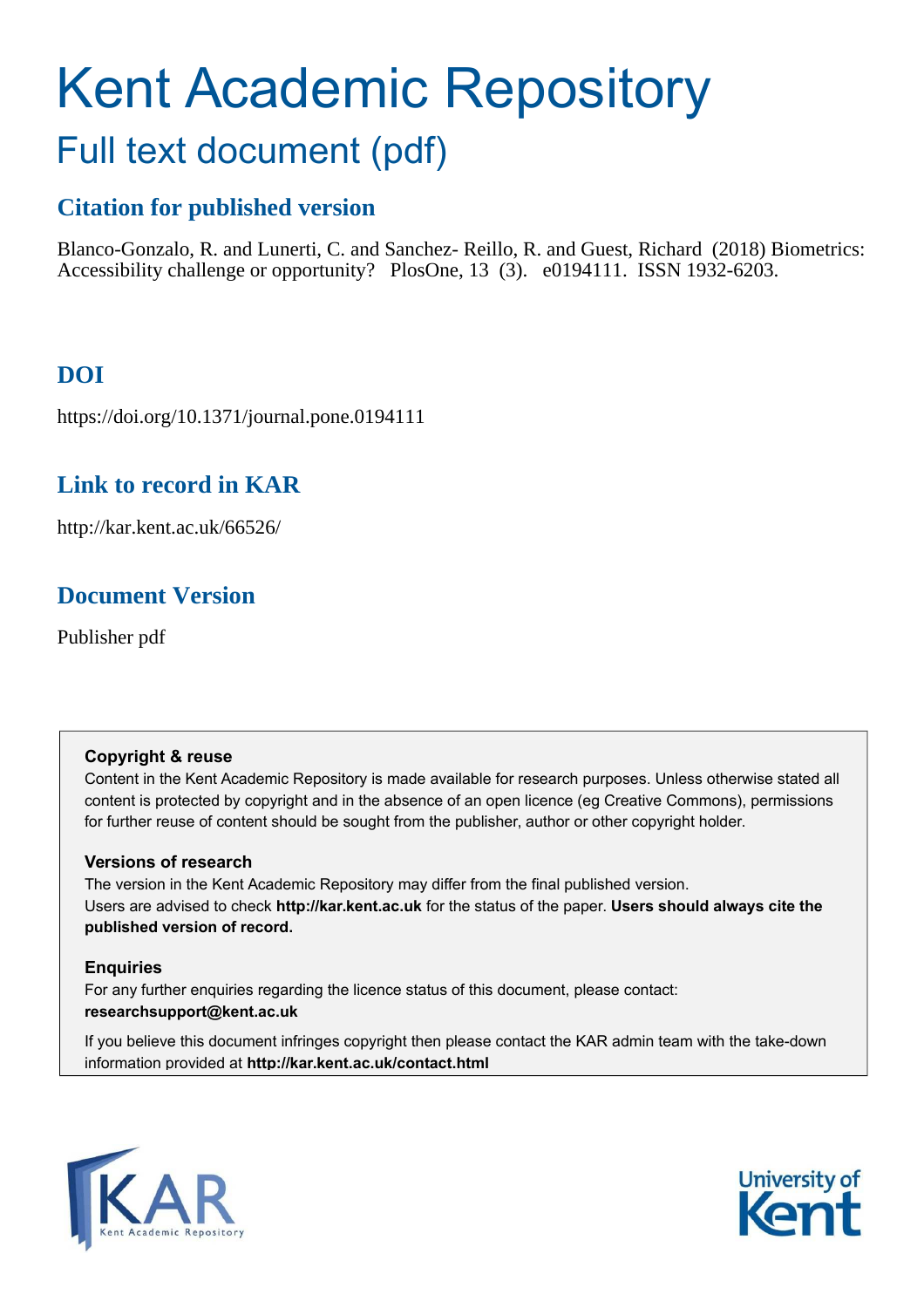# Kent Academic Repository

## Full text document (pdf)

### Citation for published version

Blanco-Gonzalo, R. and Lunerti, C. and Sanchez- Reillo, R. and Guest, Richard (2018) Biometrics: Accessibility challenge or opportunity? PlosOne, 13 (3). e0194111. ISSN 1932-6203.

### DOI

https://doi.org/10.1371/journal.pone.0194111

### Link to record in KAR

http://kar.kent.ac.uk/66526/

### Document Version

Publisher pdf

**Copyright & reuse**

Content in the Kent Academic Repository is made available for research purposes. Unless otherwise stated all content is protected by copyright and in the absence of an open licence (eg Creative Commons), permissions for further reuse of content should be sought from the publisher, author or other copyright holder.

**Versions of research**

The version in the Kent Academic Repository may differ from the final published version.
Users are advised to check **http://kar.kent.ac.uk** for the status of the paper. **Users should always cite the published version of record.**

**Enquiries**

For any further enquiries regarding the licence status of this document, please contact:
**researchsupport@kent.ac.uk**

If you believe this document infringes copyright then please contact the KAR admin team with the take-down information provided at **http://kar.kent.ac.uk/contact.html**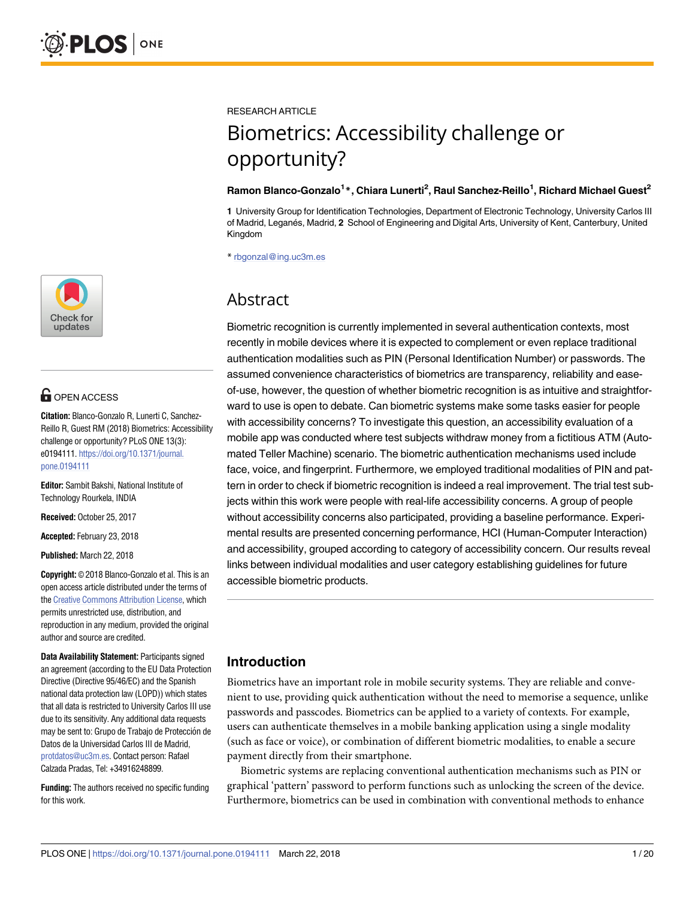RESEARCH ARTICLE

# Biometrics: Accessibility challenge or opportunity?

**Ramon Blanco-Gonzalo[1]*, Chiara Lunerti[2], Raul Sanchez-Reillo[1], Richard Michael Guest[2]**

**1** University Group for Identification Technologies, Department of Electronic Technology, University Carlos III of Madrid, Leganés, Madrid, **2** School of Engineering and Digital Arts, University of Kent, Canterbury, United Kingdom

* rbgonzal@ing.uc3m.es

OPEN ACCESS

**Citation:** Blanco-Gonzalo R, Lunerti C, Sanchez-Reillo R, Guest RM (2018) Biometrics: Accessibility challenge or opportunity? PLoS ONE 13(3): e0194111. https://doi.org/10.1371/journal.pone.0194111

**Editor:** Sambit Bakshi, National Institute of Technology Rourkela, INDIA

**Received:** October 25, 2017

**Accepted:** February 23, 2018

**Published:** March 22, 2018

**Copyright:** © 2018 Blanco-Gonzalo et al. This is an open access article distributed under the terms of the Creative Commons Attribution License, which permits unrestricted use, distribution, and reproduction in any medium, provided the original author and source are credited.

**Data Availability Statement:** Participants signed an agreement (according to the EU Data Protection Directive (Directive 95/46/EC) and the Spanish national data protection law (LOPD)) which states that all data is restricted to University Carlos III use due to its sensitivity. Any additional data requests may be sent to: Grupo de Trabajo de Protección de Datos de la Universidad Carlos III de Madrid, protdatos@uc3m.es. Contact person: Rafael Calzada Pradas, Tel: +34916248899.

**Funding:** The authors received no specific funding for this work.

## Abstract

Biometric recognition is currently implemented in several authentication contexts, most recently in mobile devices where it is expected to complement or even replace traditional authentication modalities such as PIN (Personal Identification Number) or passwords. The assumed convenience characteristics of biometrics are transparency, reliability and ease-of-use, however, the question of whether biometric recognition is as intuitive and straightforward to use is open to debate. Can biometric systems make some tasks easier for people with accessibility concerns? To investigate this question, an accessibility evaluation of a mobile app was conducted where test subjects withdraw money from a fictitious ATM (Automated Teller Machine) scenario. The biometric authentication mechanisms used include face, voice, and fingerprint. Furthermore, we employed traditional modalities of PIN and pattern in order to check if biometric recognition is indeed a real improvement. The trial test subjects within this work were people with real-life accessibility concerns. A group of people without accessibility concerns also participated, providing a baseline performance. Experimental results are presented concerning performance, HCI (Human-Computer Interaction) and accessibility, grouped according to category of accessibility concern. Our results reveal links between individual modalities and user category establishing guidelines for future accessible biometric products.

## Introduction

Biometrics have an important role in mobile security systems. They are reliable and convenient to use, providing quick authentication without the need to memorise a sequence, unlike passwords and passcodes. Biometrics can be applied to a variety of contexts. For example, users can authenticate themselves in a mobile banking application using a single modality (such as face or voice), or combination of different biometric modalities, to enable a secure payment directly from their smartphone.

Biometric systems are replacing conventional authentication mechanisms such as PIN or graphical 'pattern' password to perform functions such as unlocking the screen of the device. Furthermore, biometrics can be used in combination with conventional methods to enhance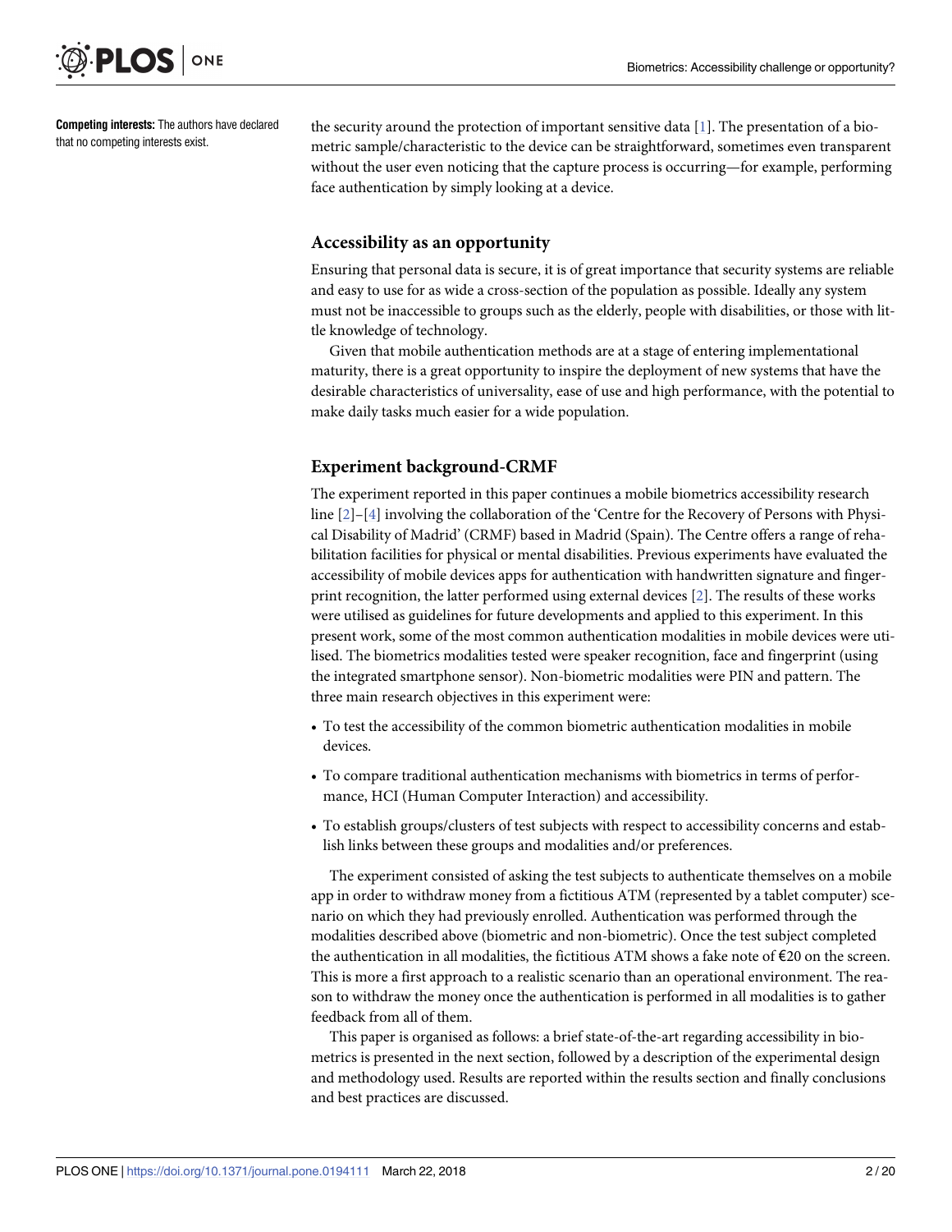**Competing interests:** The authors have declared that no competing interests exist.

the security around the protection of important sensitive data [1]. The presentation of a biometric sample/characteristic to the device can be straightforward, sometimes even transparent without the user even noticing that the capture process is occurring—for example, performing face authentication by simply looking at a device.

## Accessibility as an opportunity

Ensuring that personal data is secure, it is of great importance that security systems are reliable and easy to use for as wide a cross-section of the population as possible. Ideally any system must not be inaccessible to groups such as the elderly, people with disabilities, or those with little knowledge of technology.

Given that mobile authentication methods are at a stage of entering implementational maturity, there is a great opportunity to inspire the deployment of new systems that have the desirable characteristics of universality, ease of use and high performance, with the potential to make daily tasks much easier for a wide population.

## Experiment background-CRMF

The experiment reported in this paper continues a mobile biometrics accessibility research line [2]–[4] involving the collaboration of the 'Centre for the Recovery of Persons with Physical Disability of Madrid' (CRMF) based in Madrid (Spain). The Centre offers a range of rehabilitation facilities for physical or mental disabilities. Previous experiments have evaluated the accessibility of mobile devices apps for authentication with handwritten signature and fingerprint recognition, the latter performed using external devices [2]. The results of these works were utilised as guidelines for future developments and applied to this experiment. In this present work, some of the most common authentication modalities in mobile devices were utilised. The biometrics modalities tested were speaker recognition, face and fingerprint (using the integrated smartphone sensor). Non-biometric modalities were PIN and pattern. The three main research objectives in this experiment were:

- To test the accessibility of the common biometric authentication modalities in mobile devices.
- To compare traditional authentication mechanisms with biometrics in terms of performance, HCI (Human Computer Interaction) and accessibility.
- To establish groups/clusters of test subjects with respect to accessibility concerns and establish links between these groups and modalities and/or preferences.

The experiment consisted of asking the test subjects to authenticate themselves on a mobile app in order to withdraw money from a fictitious ATM (represented by a tablet computer) scenario on which they had previously enrolled. Authentication was performed through the modalities described above (biometric and non-biometric). Once the test subject completed the authentication in all modalities, the fictitious ATM shows a fake note of €20 on the screen. This is more a first approach to a realistic scenario than an operational environment. The reason to withdraw the money once the authentication is performed in all modalities is to gather feedback from all of them.

This paper is organised as follows: a brief state-of-the-art regarding accessibility in biometrics is presented in the next section, followed by a description of the experimental design and methodology used. Results are reported within the results section and finally conclusions and best practices are discussed.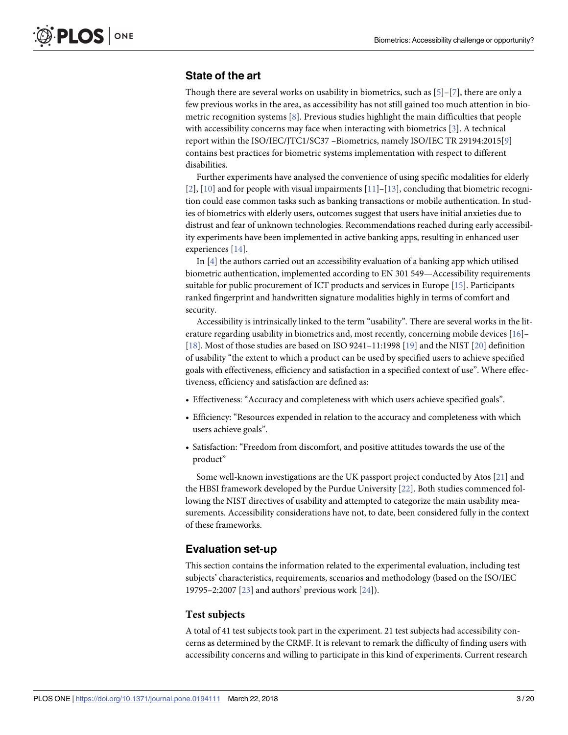## State of the art

Though there are several works on usability in biometrics, such as [5]–[7], there are only a few previous works in the area, as accessibility has not still gained too much attention in biometric recognition systems [8]. Previous studies highlight the main difficulties that people with accessibility concerns may face when interacting with biometrics [3]. A technical report within the ISO/IEC/JTC1/SC37 –Biometrics, namely ISO/IEC TR 29194:2015[9] contains best practices for biometric systems implementation with respect to different disabilities.

Further experiments have analysed the convenience of using specific modalities for elderly [2], [10] and for people with visual impairments [11]–[13], concluding that biometric recognition could ease common tasks such as banking transactions or mobile authentication. In studies of biometrics with elderly users, outcomes suggest that users have initial anxieties due to distrust and fear of unknown technologies. Recommendations reached during early accessibility experiments have been implemented in active banking apps, resulting in enhanced user experiences [14].

In [4] the authors carried out an accessibility evaluation of a banking app which utilised biometric authentication, implemented according to EN 301 549—Accessibility requirements suitable for public procurement of ICT products and services in Europe [15]. Participants ranked fingerprint and handwritten signature modalities highly in terms of comfort and security.

Accessibility is intrinsically linked to the term "usability". There are several works in the literature regarding usability in biometrics and, most recently, concerning mobile devices [16]–[18]. Most of those studies are based on ISO 9241–11:1998 [19] and the NIST [20] definition of usability "the extent to which a product can be used by specified users to achieve specified goals with effectiveness, efficiency and satisfaction in a specified context of use". Where effectiveness, efficiency and satisfaction are defined as:

- Effectiveness: "Accuracy and completeness with which users achieve specified goals".
- Efficiency: "Resources expended in relation to the accuracy and completeness with which users achieve goals".
- Satisfaction: "Freedom from discomfort, and positive attitudes towards the use of the product"

Some well-known investigations are the UK passport project conducted by Atos [21] and the HBSI framework developed by the Purdue University [22]. Both studies commenced following the NIST directives of usability and attempted to categorize the main usability measurements. Accessibility considerations have not, to date, been considered fully in the context of these frameworks.

## Evaluation set-up

This section contains the information related to the experimental evaluation, including test subjects' characteristics, requirements, scenarios and methodology (based on the ISO/IEC 19795–2:2007 [23] and authors' previous work [24]).

### Test subjects

A total of 41 test subjects took part in the experiment. 21 test subjects had accessibility concerns as determined by the CRMF. It is relevant to remark the difficulty of finding users with accessibility concerns and willing to participate in this kind of experiments. Current research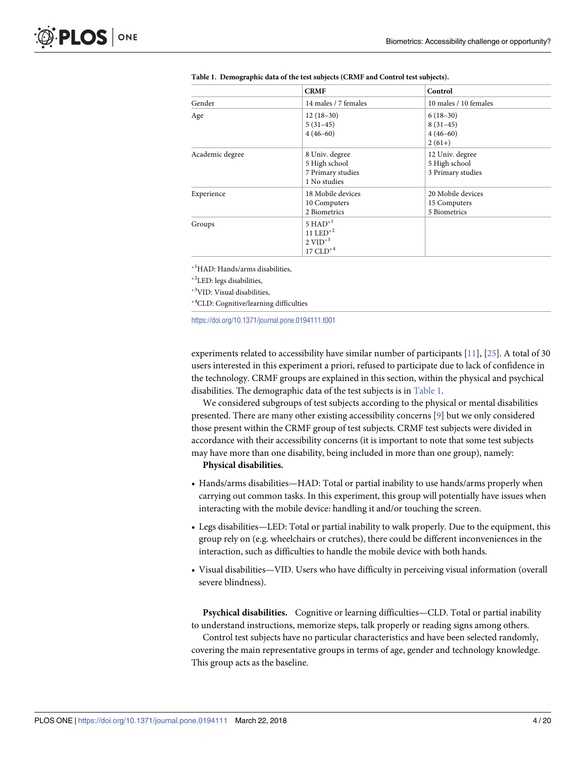**Table 1. Demographic data of the test subjects (CRMF and Control test subjects).**

| | CRMF | Control |
|---|---|---|
| Gender | 14 males / 7 females | 10 males / 10 females |
| Age | 12 (18–30)<br>5 (31–45)<br>4 (46–60) | 6 (18–30)<br>8 (31–45)<br>4 (46–60)<br>2 (61+) |
| Academic degree | 8 Univ. degree<br>5 High school<br>7 Primary studies<br>1 No studies | 12 Univ. degree<br>5 High school<br>3 Primary studies |
| Experience | 18 Mobile devices<br>10 Computers<br>2 Biometrics | 20 Mobile devices<br>15 Computers<br>5 Biometrics |
| Groups | 5 HAD*[1]<br>11 LED*[2]<br>2 VID*[3]<br>17 CLD*[4] | |

*[1]HAD: Hands/arms disabilities,

*[2]LED: legs disabilities,

*[3]VID: Visual disabilities,

*[4]CLD: Cognitive/learning difficulties

https://doi.org/10.1371/journal.pone.0194111.t001

experiments related to accessibility have similar number of participants [11], [25]. A total of 30 users interested in this experiment a priori, refused to participate due to lack of confidence in the technology. CRMF groups are explained in this section, within the physical and psychical disabilities. The demographic data of the test subjects is in Table 1.

We considered subgroups of test subjects according to the physical or mental disabilities presented. There are many other existing accessibility concerns [9] but we only considered those present within the CRMF group of test subjects. CRMF test subjects were divided in accordance with their accessibility concerns (it is important to note that some test subjects may have more than one disability, being included in more than one group), namely:

**Physical disabilities.**

- Hands/arms disabilities—HAD: Total or partial inability to use hands/arms properly when carrying out common tasks. In this experiment, this group will potentially have issues when interacting with the mobile device: handling it and/or touching the screen.
- Legs disabilities—LED: Total or partial inability to walk properly. Due to the equipment, this group rely on (e.g. wheelchairs or crutches), there could be different inconveniences in the interaction, such as difficulties to handle the mobile device with both hands.
- Visual disabilities—VID. Users who have difficulty in perceiving visual information (overall severe blindness).

**Psychical disabilities.** Cognitive or learning difficulties—CLD. Total or partial inability to understand instructions, memorize steps, talk properly or reading signs among others.

Control test subjects have no particular characteristics and have been selected randomly, covering the main representative groups in terms of age, gender and technology knowledge. This group acts as the baseline.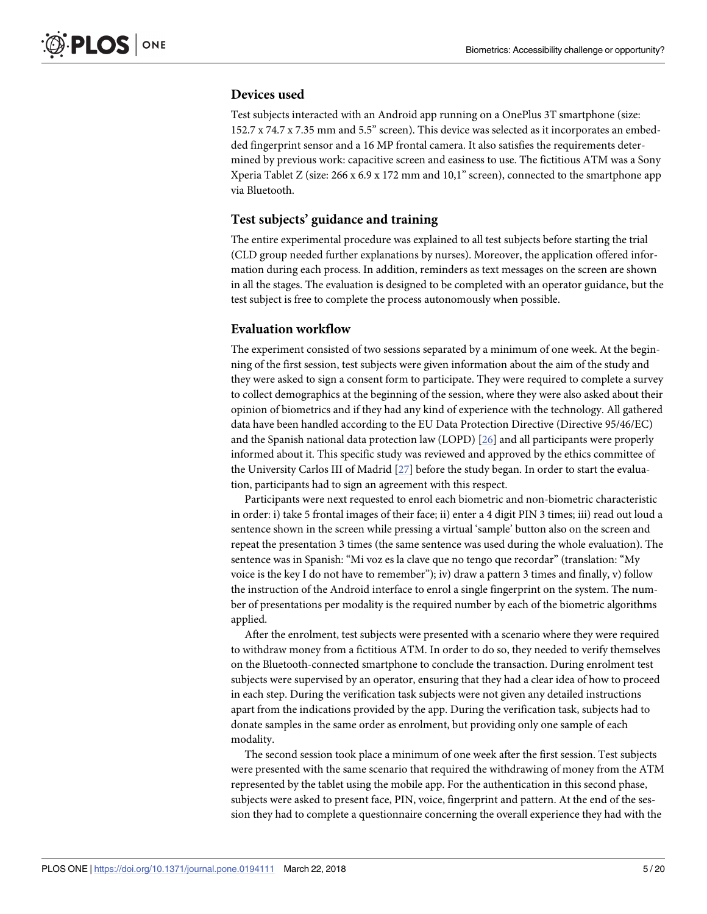### Devices used

Test subjects interacted with an Android app running on a OnePlus 3T smartphone (size: 152.7 x 74.7 x 7.35 mm and 5.5" screen). This device was selected as it incorporates an embedded fingerprint sensor and a 16 MP frontal camera. It also satisfies the requirements determined by previous work: capacitive screen and easiness to use. The fictitious ATM was a Sony Xperia Tablet Z (size: 266 x 6.9 x 172 mm and 10,1" screen), connected to the smartphone app via Bluetooth.

### Test subjects' guidance and training

The entire experimental procedure was explained to all test subjects before starting the trial (CLD group needed further explanations by nurses). Moreover, the application offered information during each process. In addition, reminders as text messages on the screen are shown in all the stages. The evaluation is designed to be completed with an operator guidance, but the test subject is free to complete the process autonomously when possible.

### Evaluation workflow

The experiment consisted of two sessions separated by a minimum of one week. At the beginning of the first session, test subjects were given information about the aim of the study and they were asked to sign a consent form to participate. They were required to complete a survey to collect demographics at the beginning of the session, where they were also asked about their opinion of biometrics and if they had any kind of experience with the technology. All gathered data have been handled according to the EU Data Protection Directive (Directive 95/46/EC) and the Spanish national data protection law (LOPD) [26] and all participants were properly informed about it. This specific study was reviewed and approved by the ethics committee of the University Carlos III of Madrid [27] before the study began. In order to start the evaluation, participants had to sign an agreement with this respect.

Participants were next requested to enrol each biometric and non-biometric characteristic in order: i) take 5 frontal images of their face; ii) enter a 4 digit PIN 3 times; iii) read out loud a sentence shown in the screen while pressing a virtual 'sample' button also on the screen and repeat the presentation 3 times (the same sentence was used during the whole evaluation). The sentence was in Spanish: "Mi voz es la clave que no tengo que recordar" (translation: "My voice is the key I do not have to remember"); iv) draw a pattern 3 times and finally, v) follow the instruction of the Android interface to enrol a single fingerprint on the system. The number of presentations per modality is the required number by each of the biometric algorithms applied.

After the enrolment, test subjects were presented with a scenario where they were required to withdraw money from a fictitious ATM. In order to do so, they needed to verify themselves on the Bluetooth-connected smartphone to conclude the transaction. During enrolment test subjects were supervised by an operator, ensuring that they had a clear idea of how to proceed in each step. During the verification task subjects were not given any detailed instructions apart from the indications provided by the app. During the verification task, subjects had to donate samples in the same order as enrolment, but providing only one sample of each modality.

The second session took place a minimum of one week after the first session. Test subjects were presented with the same scenario that required the withdrawing of money from the ATM represented by the tablet using the mobile app. For the authentication in this second phase, subjects were asked to present face, PIN, voice, fingerprint and pattern. At the end of the session they had to complete a questionnaire concerning the overall experience they had with the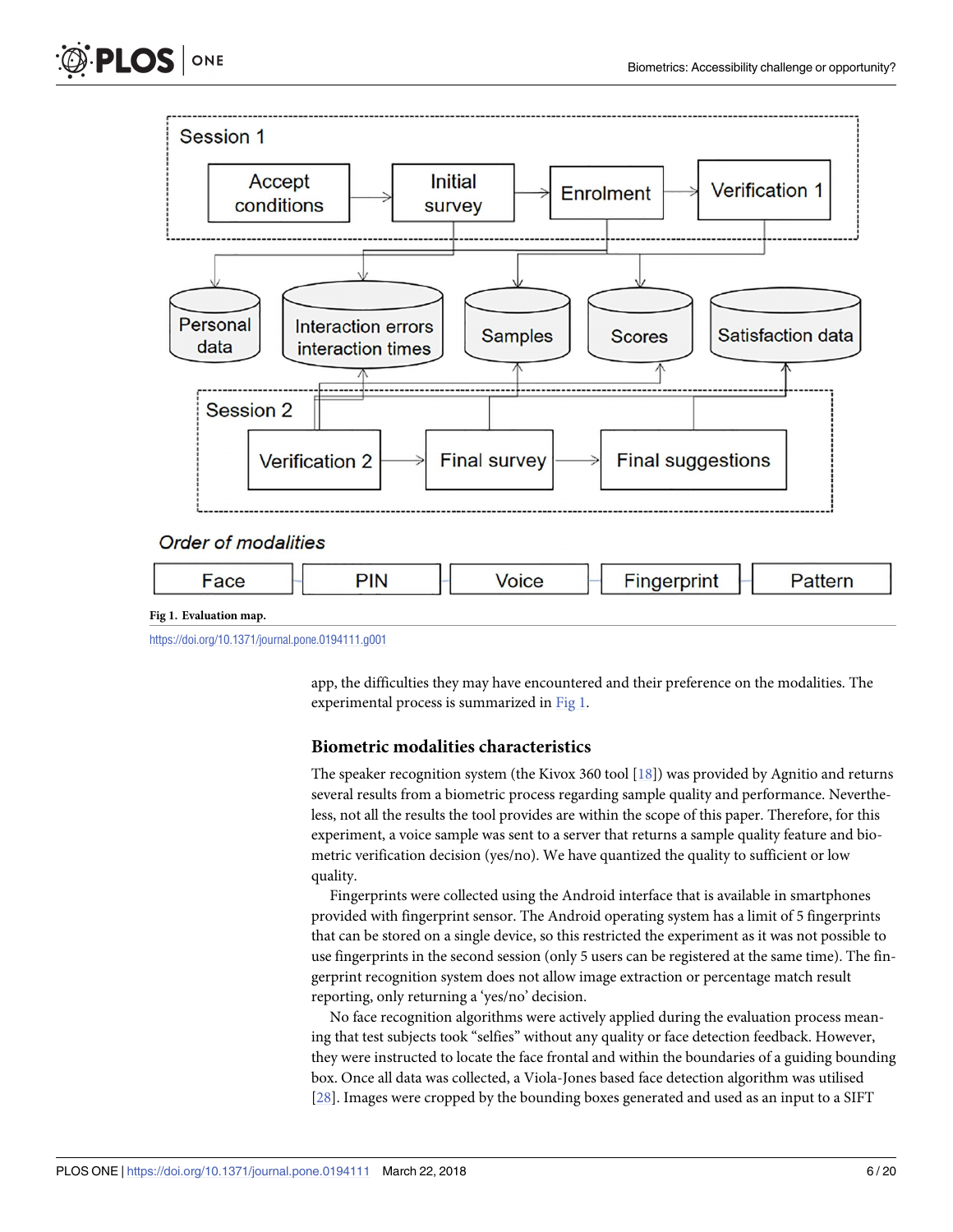Fig 1. Evaluation map.

https://doi.org/10.1371/journal.pone.0194111.g001

app, the difficulties they may have encountered and their preference on the modalities. The experimental process is summarized in Fig 1.

### Biometric modalities characteristics

The speaker recognition system (the Kivox 360 tool [18]) was provided by Agnitio and returns several results from a biometric process regarding sample quality and performance. Nevertheless, not all the results the tool provides are within the scope of this paper. Therefore, for this experiment, a voice sample was sent to a server that returns a sample quality feature and biometric verification decision (yes/no). We have quantized the quality to sufficient or low quality.

Fingerprints were collected using the Android interface that is available in smartphones provided with fingerprint sensor. The Android operating system has a limit of 5 fingerprints that can be stored on a single device, so this restricted the experiment as it was not possible to use fingerprints in the second session (only 5 users can be registered at the same time). The fingerprint recognition system does not allow image extraction or percentage match result reporting, only returning a 'yes/no' decision.

No face recognition algorithms were actively applied during the evaluation process meaning that test subjects took "selfies" without any quality or face detection feedback. However, they were instructed to locate the face frontal and within the boundaries of a guiding bounding box. Once all data was collected, a Viola-Jones based face detection algorithm was utilised [28]. Images were cropped by the bounding boxes generated and used as an input to a SIFT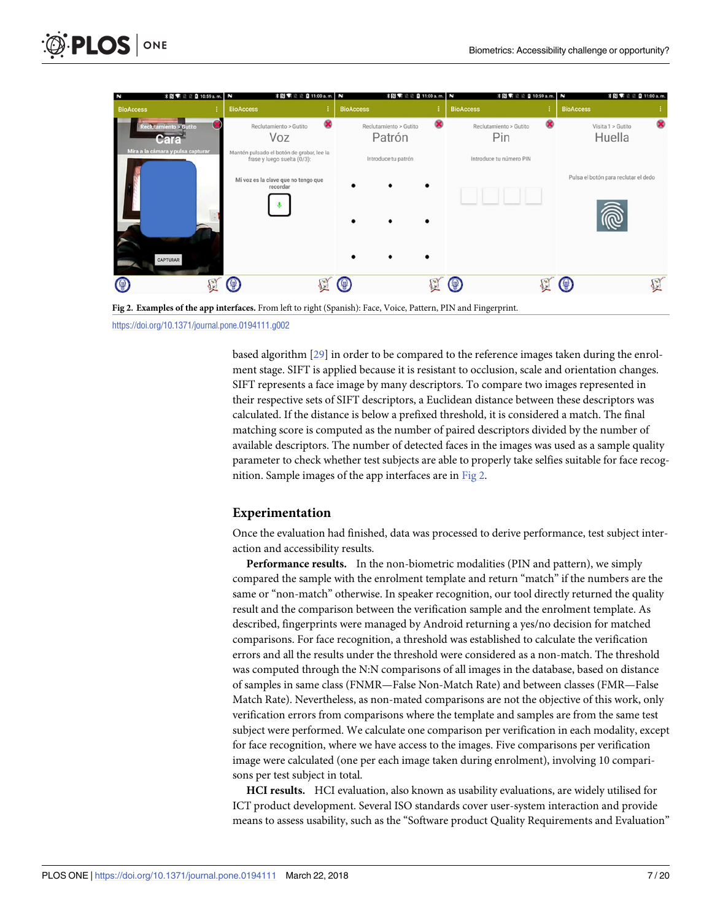**Fig 2. Examples of the app interfaces.** From left to right (Spanish): Face, Voice, Pattern, PIN and Fingerprint.

https://doi.org/10.1371/journal.pone.0194111.g002

based algorithm [29] in order to be compared to the reference images taken during the enrolment stage. SIFT is applied because it is resistant to occlusion, scale and orientation changes. SIFT represents a face image by many descriptors. To compare two images represented in their respective sets of SIFT descriptors, a Euclidean distance between these descriptors was calculated. If the distance is below a prefixed threshold, it is considered a match. The final matching score is computed as the number of paired descriptors divided by the number of available descriptors. The number of detected faces in the images was used as a sample quality parameter to check whether test subjects are able to properly take selfies suitable for face recognition. Sample images of the app interfaces are in Fig 2.

## Experimentation

Once the evaluation had finished, data was processed to derive performance, test subject interaction and accessibility results.

**Performance results.** In the non-biometric modalities (PIN and pattern), we simply compared the sample with the enrolment template and return "match" if the numbers are the same or "non-match" otherwise. In speaker recognition, our tool directly returned the quality result and the comparison between the verification sample and the enrolment template. As described, fingerprints were managed by Android returning a yes/no decision for matched comparisons. For face recognition, a threshold was established to calculate the verification errors and all the results under the threshold were considered as a non-match. The threshold was computed through the N:N comparisons of all images in the database, based on distance of samples in same class (FNMR—False Non-Match Rate) and between classes (FMR—False Match Rate). Nevertheless, as non-mated comparisons are not the objective of this work, only verification errors from comparisons where the template and samples are from the same test subject were performed. We calculate one comparison per verification in each modality, except for face recognition, where we have access to the images. Five comparisons per verification image were calculated (one per each image taken during enrolment), involving 10 comparisons per test subject in total.

**HCI results.** HCI evaluation, also known as usability evaluations, are widely utilised for ICT product development. Several ISO standards cover user-system interaction and provide means to assess usability, such as the "Software product Quality Requirements and Evaluation"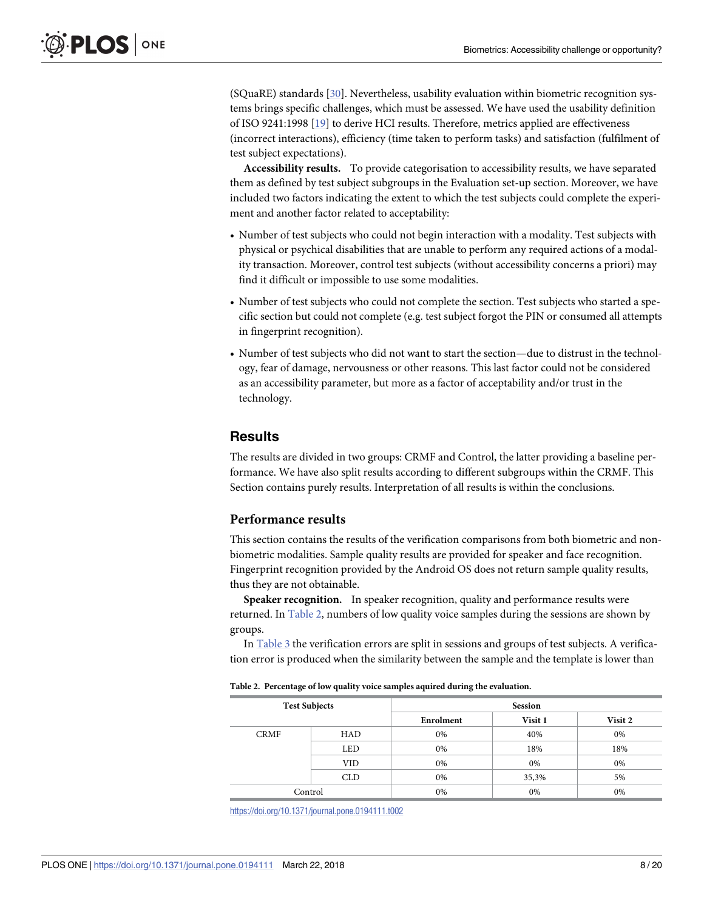(SQuaRE) standards [30]. Nevertheless, usability evaluation within biometric recognition systems brings specific challenges, which must be assessed. We have used the usability definition of ISO 9241:1998 [19] to derive HCI results. Therefore, metrics applied are effectiveness (incorrect interactions), efficiency (time taken to perform tasks) and satisfaction (fulfilment of test subject expectations).

**Accessibility results.** To provide categorisation to accessibility results, we have separated them as defined by test subject subgroups in the Evaluation set-up section. Moreover, we have included two factors indicating the extent to which the test subjects could complete the experiment and another factor related to acceptability:

- Number of test subjects who could not begin interaction with a modality. Test subjects with physical or psychical disabilities that are unable to perform any required actions of a modality transaction. Moreover, control test subjects (without accessibility concerns a priori) may find it difficult or impossible to use some modalities.
- Number of test subjects who could not complete the section. Test subjects who started a specific section but could not complete (e.g. test subject forgot the PIN or consumed all attempts in fingerprint recognition).
- Number of test subjects who did not want to start the section—due to distrust in the technology, fear of damage, nervousness or other reasons. This last factor could not be considered as an accessibility parameter, but more as a factor of acceptability and/or trust in the technology.

## Results

The results are divided in two groups: CRMF and Control, the latter providing a baseline performance. We have also split results according to different subgroups within the CRMF. This Section contains purely results. Interpretation of all results is within the conclusions.

### Performance results

This section contains the results of the verification comparisons from both biometric and non-biometric modalities. Sample quality results are provided for speaker and face recognition. Fingerprint recognition provided by the Android OS does not return sample quality results, thus they are not obtainable.

**Speaker recognition.** In speaker recognition, quality and performance results were returned. In Table 2, numbers of low quality voice samples during the sessions are shown by groups.

In Table 3 the verification errors are split in sessions and groups of test subjects. A verification error is produced when the similarity between the sample and the template is lower than

**Table 2. Percentage of low quality voice samples aquired during the evaluation.**

| Test Subjects | | Session | | |
|---|---|---|---|---|
| | | Enrolment | Visit 1 | Visit 2 |
| CRMF | HAD | 0% | 40% | 0% |
| | LED | 0% | 18% | 18% |
| | VID | 0% | 0% | 0% |
| | CLD | 0% | 35,3% | 5% |
| Control | | 0% | 0% | 0% |

https://doi.org/10.1371/journal.pone.0194111.t002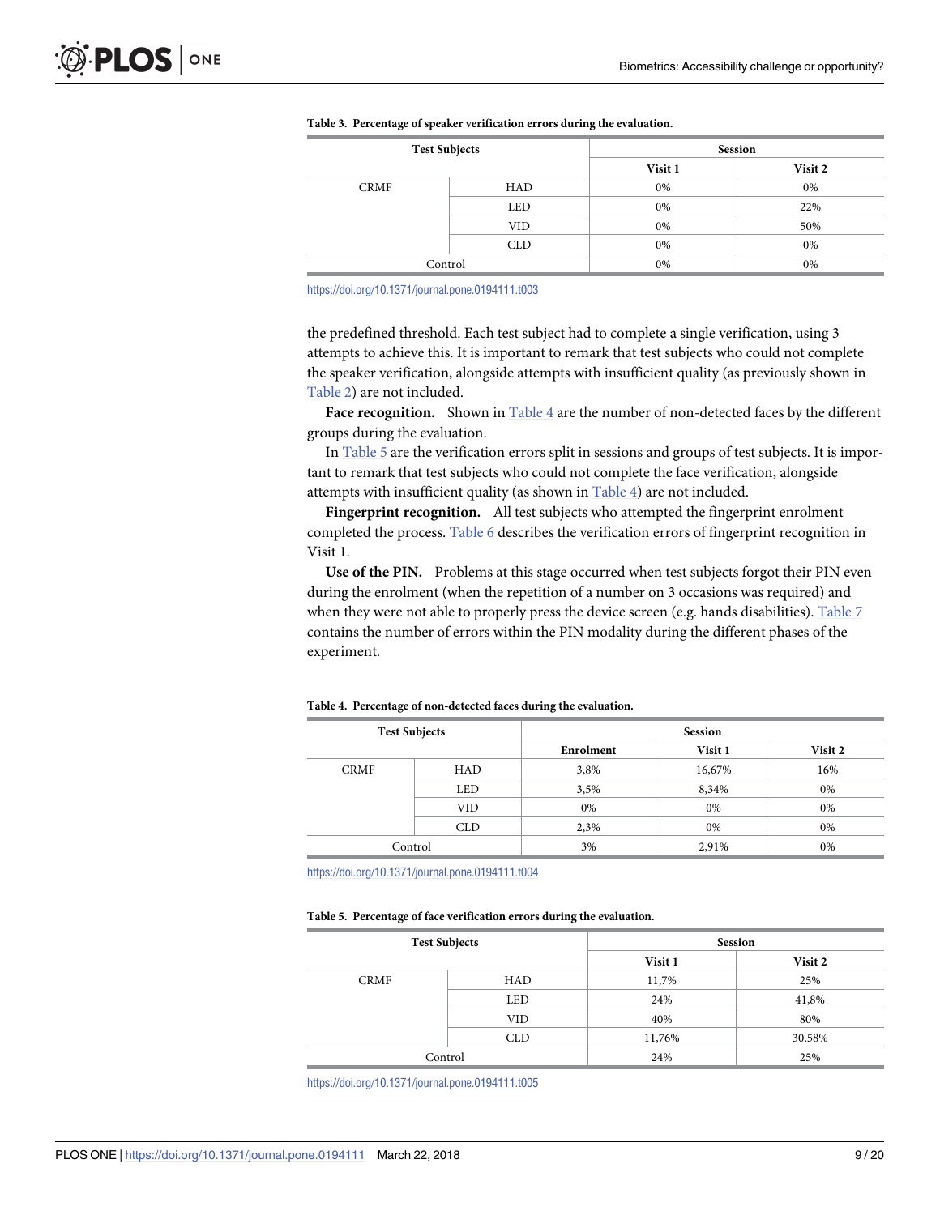**Table 3. Percentage of speaker verification errors during the evaluation.**

| Test Subjects | | Session | |
|---|---|---|---|
| | | Visit 1 | Visit 2 |
| CRMF | HAD | 0% | 0% |
| | LED | 0% | 22% |
| | VID | 0% | 50% |
| | CLD | 0% | 0% |
| Control | | 0% | 0% |

https://doi.org/10.1371/journal.pone.0194111.t003

the predefined threshold. Each test subject had to complete a single verification, using 3 attempts to achieve this. It is important to remark that test subjects who could not complete the speaker verification, alongside attempts with insufficient quality (as previously shown in Table 2) are not included.

**Face recognition.** Shown in Table 4 are the number of non-detected faces by the different groups during the evaluation.

In Table 5 are the verification errors split in sessions and groups of test subjects. It is important to remark that test subjects who could not complete the face verification, alongside attempts with insufficient quality (as shown in Table 4) are not included.

**Fingerprint recognition.** All test subjects who attempted the fingerprint enrolment completed the process. Table 6 describes the verification errors of fingerprint recognition in Visit 1.

**Use of the PIN.** Problems at this stage occurred when test subjects forgot their PIN even during the enrolment (when the repetition of a number on 3 occasions was required) and when they were not able to properly press the device screen (e.g. hands disabilities). Table 7 contains the number of errors within the PIN modality during the different phases of the experiment.

**Table 4. Percentage of non-detected faces during the evaluation.**

| Test Subjects | | Session | | |
|---|---|---|---|---|
| | | Enrolment | Visit 1 | Visit 2 |
| CRMF | HAD | 3,8% | 16,67% | 16% |
| | LED | 3,5% | 8,34% | 0% |
| | VID | 0% | 0% | 0% |
| | CLD | 2,3% | 0% | 0% |
| Control | | 3% | 2,91% | 0% |

https://doi.org/10.1371/journal.pone.0194111.t004

**Table 5. Percentage of face verification errors during the evaluation.**

| Test Subjects | | Session | |
|---|---|---|---|
| | | Visit 1 | Visit 2 |
| CRMF | HAD | 11,7% | 25% |
| | LED | 24% | 41,8% |
| | VID | 40% | 80% |
| | CLD | 11,76% | 30,58% |
| Control | | 24% | 25% |

https://doi.org/10.1371/journal.pone.0194111.t005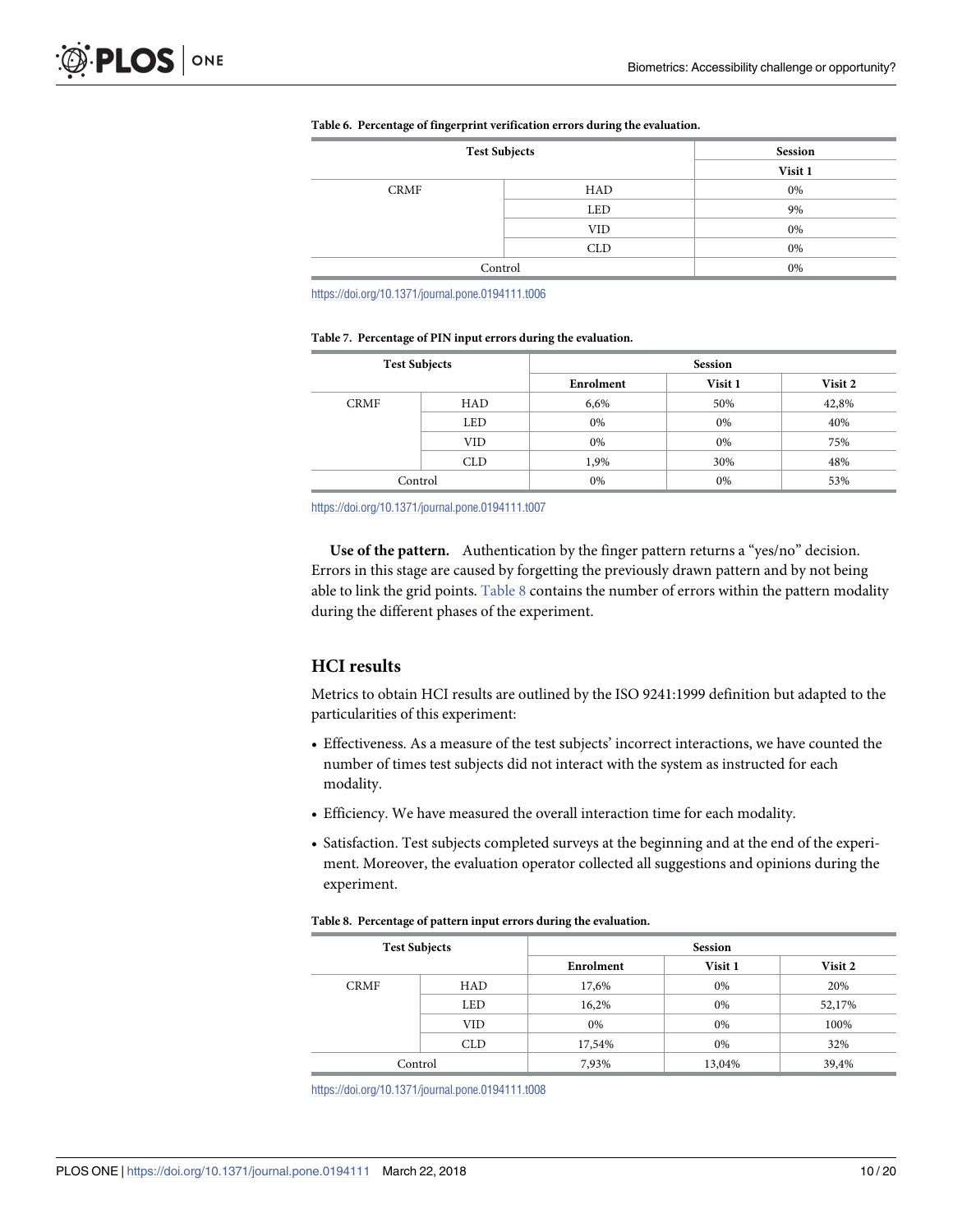**Table 6. Percentage of fingerprint verification errors during the evaluation.**

| Test Subjects | | Session |
|---|---|---|
| | | Visit 1 |
| CRMF | HAD | 0% |
| | LED | 9% |
| | VID | 0% |
| | CLD | 0% |
| Control | | 0% |

https://doi.org/10.1371/journal.pone.0194111.t006

**Table 7. Percentage of PIN input errors during the evaluation.**

| Test Subjects | | Session | | |
|---|---|---|---|---|
| | | Enrolment | Visit 1 | Visit 2 |
| CRMF | HAD | 6,6% | 50% | 42,8% |
| | LED | 0% | 0% | 40% |
| | VID | 0% | 0% | 75% |
| | CLD | 1,9% | 30% | 48% |
| Control | | 0% | 0% | 53% |

https://doi.org/10.1371/journal.pone.0194111.t007

**Use of the pattern.** Authentication by the finger pattern returns a "yes/no" decision. Errors in this stage are caused by forgetting the previously drawn pattern and by not being able to link the grid points. Table 8 contains the number of errors within the pattern modality during the different phases of the experiment.

## HCI results

Metrics to obtain HCI results are outlined by the ISO 9241:1999 definition but adapted to the particularities of this experiment:

- Effectiveness. As a measure of the test subjects' incorrect interactions, we have counted the number of times test subjects did not interact with the system as instructed for each modality.
- Efficiency. We have measured the overall interaction time for each modality.
- Satisfaction. Test subjects completed surveys at the beginning and at the end of the experiment. Moreover, the evaluation operator collected all suggestions and opinions during the experiment.

**Table 8. Percentage of pattern input errors during the evaluation.**

| Test Subjects | | Session | | |
|---|---|---|---|---|
| | | Enrolment | Visit 1 | Visit 2 |
| CRMF | HAD | 17,6% | 0% | 20% |
| | LED | 16,2% | 0% | 52,17% |
| | VID | 0% | 0% | 100% |
| | CLD | 17,54% | 0% | 32% |
| Control | | 7,93% | 13,04% | 39,4% |

https://doi.org/10.1371/journal.pone.0194111.t008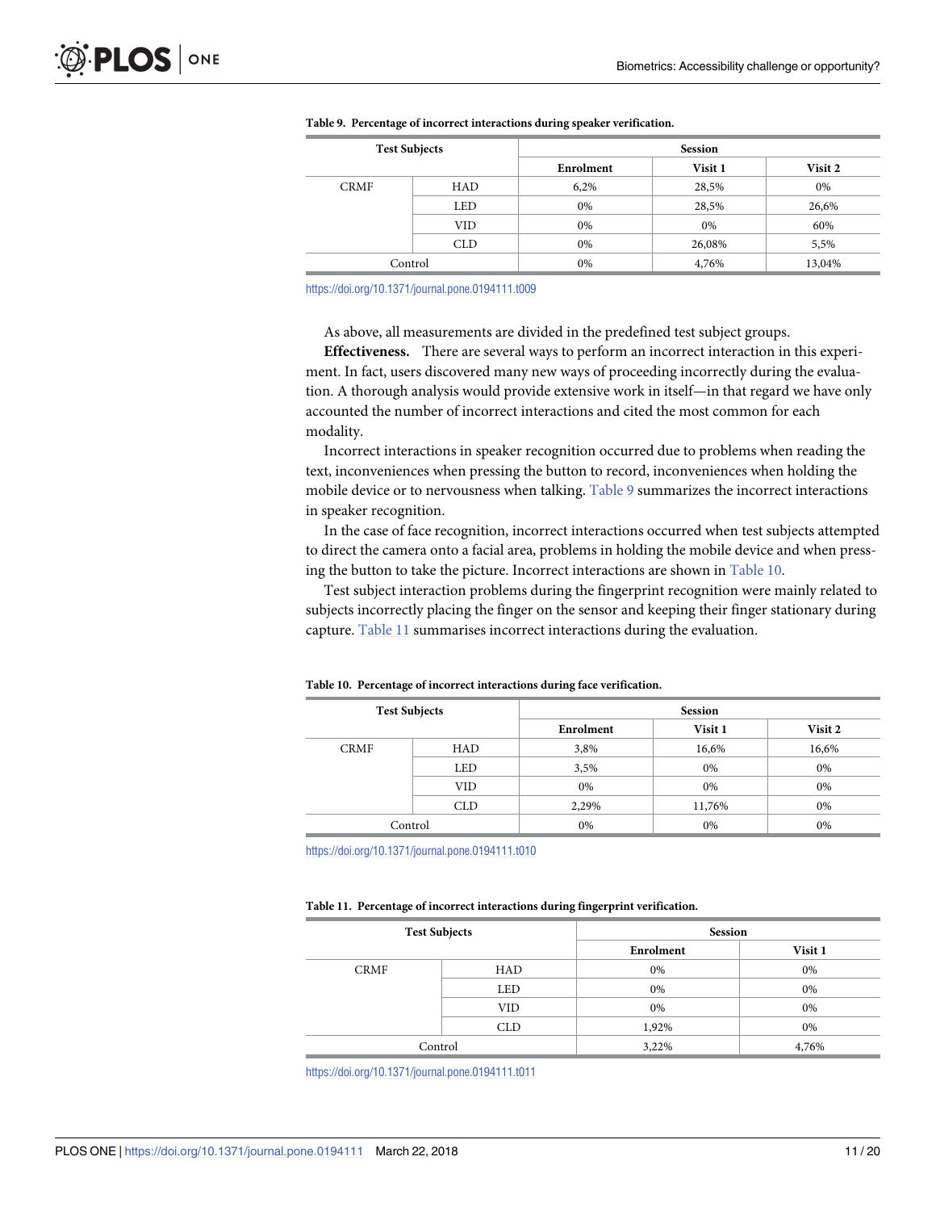**Table 9. Percentage of incorrect interactions during speaker verification.**

| Test Subjects | | Session | | |
|---|---|---|---|---|
| | | Enrolment | Visit 1 | Visit 2 |
| CRMF | HAD | 6,2% | 28,5% | 0% |
| | LED | 0% | 28,5% | 26,6% |
| | VID | 0% | 0% | 60% |
| | CLD | 0% | 26,08% | 5,5% |
| Control | | 0% | 4,76% | 13,04% |

https://doi.org/10.1371/journal.pone.0194111.t009

As above, all measurements are divided in the predefined test subject groups.

**Effectiveness.** There are several ways to perform an incorrect interaction in this experiment. In fact, users discovered many new ways of proceeding incorrectly during the evaluation. A thorough analysis would provide extensive work in itself—in that regard we have only accounted the number of incorrect interactions and cited the most common for each modality.

Incorrect interactions in speaker recognition occurred due to problems when reading the text, inconveniences when pressing the button to record, inconveniences when holding the mobile device or to nervousness when talking. Table 9 summarizes the incorrect interactions in speaker recognition.

In the case of face recognition, incorrect interactions occurred when test subjects attempted to direct the camera onto a facial area, problems in holding the mobile device and when pressing the button to take the picture. Incorrect interactions are shown in Table 10.

Test subject interaction problems during the fingerprint recognition were mainly related to subjects incorrectly placing the finger on the sensor and keeping their finger stationary during capture. Table 11 summarises incorrect interactions during the evaluation.

**Table 10. Percentage of incorrect interactions during face verification.**

| Test Subjects | | Session | | |
|---|---|---|---|---|
| | | Enrolment | Visit 1 | Visit 2 |
| CRMF | HAD | 3,8% | 16,6% | 16,6% |
| | LED | 3,5% | 0% | 0% |
| | VID | 0% | 0% | 0% |
| | CLD | 2,29% | 11,76% | 0% |
| Control | | 0% | 0% | 0% |

https://doi.org/10.1371/journal.pone.0194111.t010

**Table 11. Percentage of incorrect interactions during fingerprint verification.**

| Test Subjects | | Session | |
|---|---|---|---|
| | | Enrolment | Visit 1 |
| CRMF | HAD | 0% | 0% |
| | LED | 0% | 0% |
| | VID | 0% | 0% |
| | CLD | 1,92% | 0% |
| Control | | 3,22% | 4,76% |

https://doi.org/10.1371/journal.pone.0194111.t011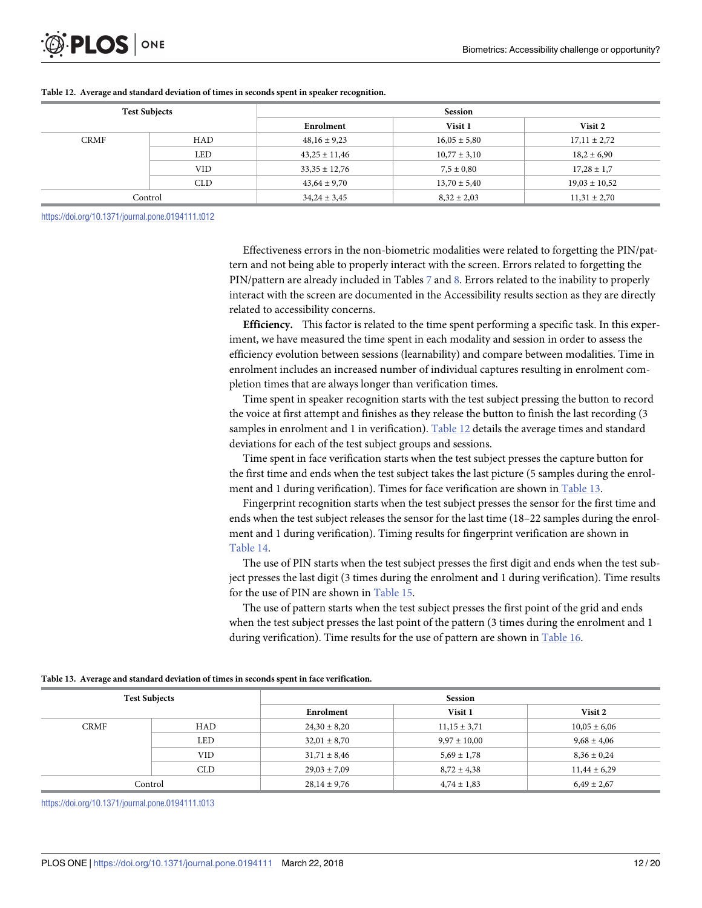**Table 12. Average and standard deviation of times in seconds spent in speaker recognition.**

| Test Subjects | | Session | | |
|---|---|---|---|---|
| | | Enrolment | Visit 1 | Visit 2 |
| CRMF | HAD | 48,16 ± 9,23 | 16,05 ± 5,80 | 17,11 ± 2,72 |
| | LED | 43,25 ± 11,46 | 10,77 ± 3,10 | 18,2 ± 6,90 |
| | VID | 33,35 ± 12,76 | 7,5 ± 0,80 | 17,28 ± 1,7 |
| | CLD | 43,64 ± 9,70 | 13,70 ± 5,40 | 19,03 ± 10,52 |
| Control | | 34,24 ± 3,45 | 8,32 ± 2,03 | 11,31 ± 2,70 |

https://doi.org/10.1371/journal.pone.0194111.t012

Effectiveness errors in the non-biometric modalities were related to forgetting the PIN/pattern and not being able to properly interact with the screen. Errors related to forgetting the PIN/pattern are already included in Tables 7 and 8. Errors related to the inability to properly interact with the screen are documented in the Accessibility results section as they are directly related to accessibility concerns.

**Efficiency.** This factor is related to the time spent performing a specific task. In this experiment, we have measured the time spent in each modality and session in order to assess the efficiency evolution between sessions (learnability) and compare between modalities. Time in enrolment includes an increased number of individual captures resulting in enrolment completion times that are always longer than verification times.

Time spent in speaker recognition starts with the test subject pressing the button to record the voice at first attempt and finishes as they release the button to finish the last recording (3 samples in enrolment and 1 in verification). Table 12 details the average times and standard deviations for each of the test subject groups and sessions.

Time spent in face verification starts when the test subject presses the capture button for the first time and ends when the test subject takes the last picture (5 samples during the enrolment and 1 during verification). Times for face verification are shown in Table 13.

Fingerprint recognition starts when the test subject presses the sensor for the first time and ends when the test subject releases the sensor for the last time (18–22 samples during the enrolment and 1 during verification). Timing results for fingerprint verification are shown in Table 14.

The use of PIN starts when the test subject presses the first digit and ends when the test subject presses the last digit (3 times during the enrolment and 1 during verification). Time results for the use of PIN are shown in Table 15.

The use of pattern starts when the test subject presses the first point of the grid and ends when the test subject presses the last point of the pattern (3 times during the enrolment and 1 during verification). Time results for the use of pattern are shown in Table 16.

**Table 13. Average and standard deviation of times in seconds spent in face verification.**

| Test Subjects | | Session | | |
|---|---|---|---|---|
| | | Enrolment | Visit 1 | Visit 2 |
| CRMF | HAD | 24,30 ± 8,20 | 11,15 ± 3,71 | 10,05 ± 6,06 |
| | LED | 32,01 ± 8,70 | 9,97 ± 10,00 | 9,68 ± 4,06 |
| | VID | 31,71 ± 8,46 | 5,69 ± 1,78 | 8,36 ± 0,24 |
| | CLD | 29,03 ± 7,09 | 8,72 ± 4,38 | 11,44 ± 6,29 |
| Control | | 28,14 ± 9,76 | 4,74 ± 1,83 | 6,49 ± 2,67 |

https://doi.org/10.1371/journal.pone.0194111.t013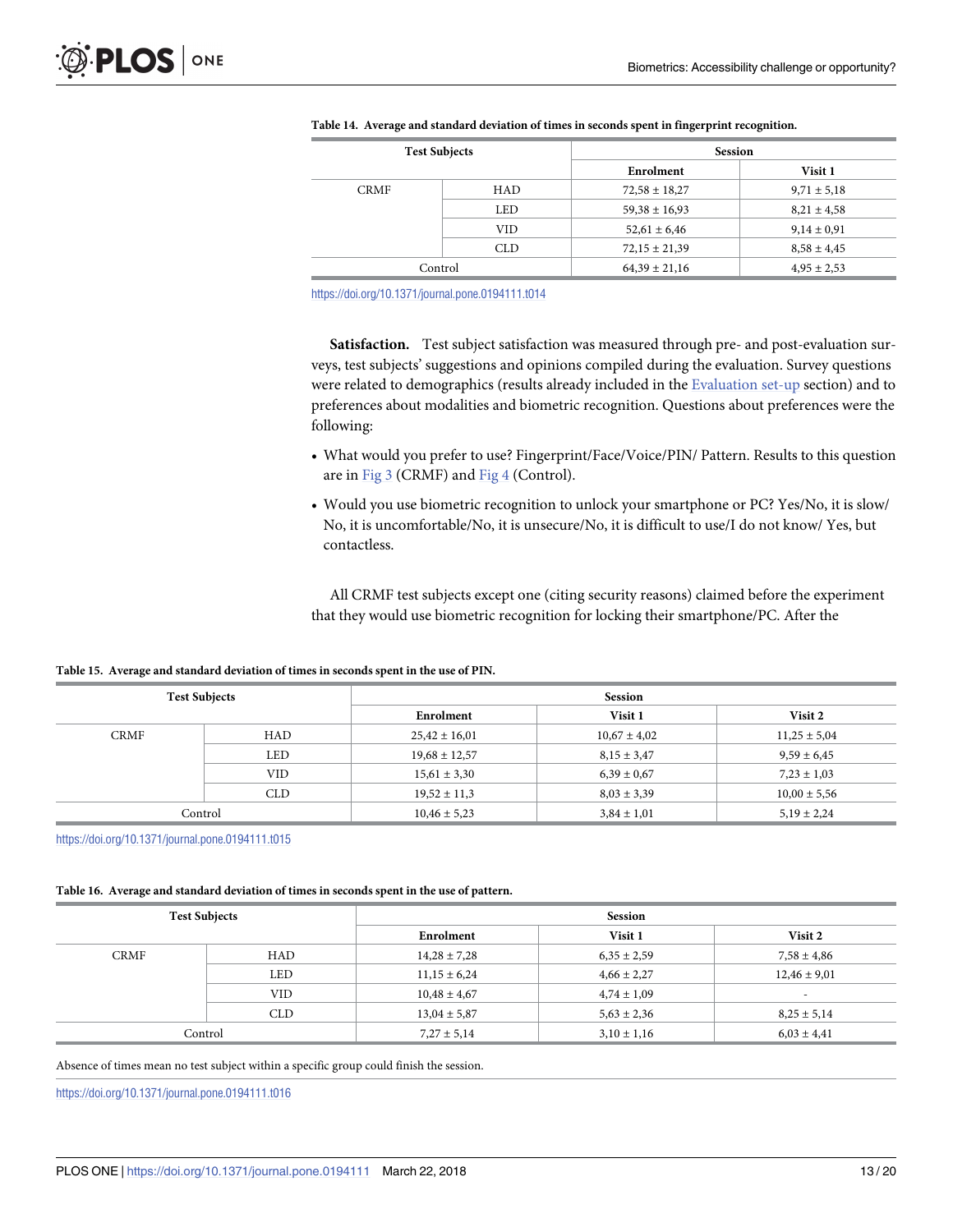**Table 14. Average and standard deviation of times in seconds spent in fingerprint recognition.**

| Test Subjects | | Session | |
|---|---|---|---|
| | | Enrolment | Visit 1 |
| CRMF | HAD | 72,58 ± 18,27 | 9,71 ± 5,18 |
| | LED | 59,38 ± 16,93 | 8,21 ± 4,58 |
| | VID | 52,61 ± 6,46 | 9,14 ± 0,91 |
| | CLD | 72,15 ± 21,39 | 8,58 ± 4,45 |
| Control | | 64,39 ± 21,16 | 4,95 ± 2,53 |

https://doi.org/10.1371/journal.pone.0194111.t014

**Satisfaction.** Test subject satisfaction was measured through pre- and post-evaluation surveys, test subjects' suggestions and opinions compiled during the evaluation. Survey questions were related to demographics (results already included in the Evaluation set-up section) and to preferences about modalities and biometric recognition. Questions about preferences were the following:

- What would you prefer to use? Fingerprint/Face/Voice/PIN/ Pattern. Results to this question are in Fig 3 (CRMF) and Fig 4 (Control).
- Would you use biometric recognition to unlock your smartphone or PC? Yes/No, it is slow/ No, it is uncomfortable/No, it is unsecure/No, it is difficult to use/I do not know/ Yes, but contactless.

All CRMF test subjects except one (citing security reasons) claimed before the experiment that they would use biometric recognition for locking their smartphone/PC. After the

**Table 15. Average and standard deviation of times in seconds spent in the use of PIN.**

| Test Subjects | | Session | | |
|---|---|---|---|---|
| | | Enrolment | Visit 1 | Visit 2 |
| CRMF | HAD | 25,42 ± 16,01 | 10,67 ± 4,02 | 11,25 ± 5,04 |
| | LED | 19,68 ± 12,57 | 8,15 ± 3,47 | 9,59 ± 6,45 |
| | VID | 15,61 ± 3,30 | 6,39 ± 0,67 | 7,23 ± 1,03 |
| | CLD | 19,52 ± 11,3 | 8,03 ± 3,39 | 10,00 ± 5,56 |
| Control | | 10,46 ± 5,23 | 3,84 ± 1,01 | 5,19 ± 2,24 |

https://doi.org/10.1371/journal.pone.0194111.t015

**Table 16. Average and standard deviation of times in seconds spent in the use of pattern.**

| Test Subjects | | Session | | |
|---|---|---|---|---|
| | | Enrolment | Visit 1 | Visit 2 |
| CRMF | HAD | 14,28 ± 7,28 | 6,35 ± 2,59 | 7,58 ± 4,86 |
| | LED | 11,15 ± 6,24 | 4,66 ± 2,27 | 12,46 ± 9,01 |
| | VID | 10,48 ± 4,67 | 4,74 ± 1,09 | - |
| | CLD | 13,04 ± 5,87 | 5,63 ± 2,36 | 8,25 ± 5,14 |
| Control | | 7,27 ± 5,14 | 3,10 ± 1,16 | 6,03 ± 4,41 |

Absence of times mean no test subject within a specific group could finish the session.

https://doi.org/10.1371/journal.pone.0194111.t016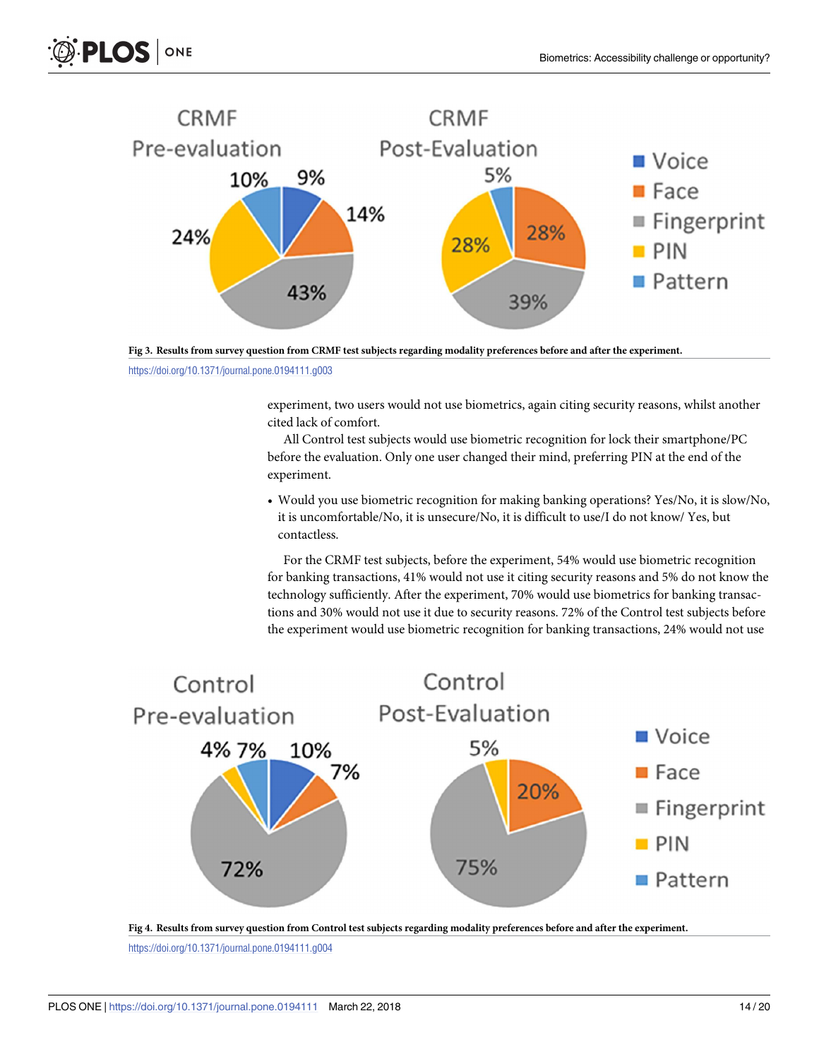Fig 3. Results from survey question from CRMF test subjects regarding modality preferences before and after the experiment.

https://doi.org/10.1371/journal.pone.0194111.g003

experiment, two users would not use biometrics, again citing security reasons, whilst another cited lack of comfort.

All Control test subjects would use biometric recognition for lock their smartphone/PC before the evaluation. Only one user changed their mind, preferring PIN at the end of the experiment.

- Would you use biometric recognition for making banking operations? Yes/No, it is slow/No, it is uncomfortable/No, it is unsecure/No, it is difficult to use/I do not know/ Yes, but contactless.

For the CRMF test subjects, before the experiment, 54% would use biometric recognition for banking transactions, 41% would not use it citing security reasons and 5% do not know the technology sufficiently. After the experiment, 70% would use biometrics for banking transactions and 30% would not use it due to security reasons. 72% of the Control test subjects before the experiment would use biometric recognition for banking transactions, 24% would not use

Fig 4. Results from survey question from Control test subjects regarding modality preferences before and after the experiment.

https://doi.org/10.1371/journal.pone.0194111.g004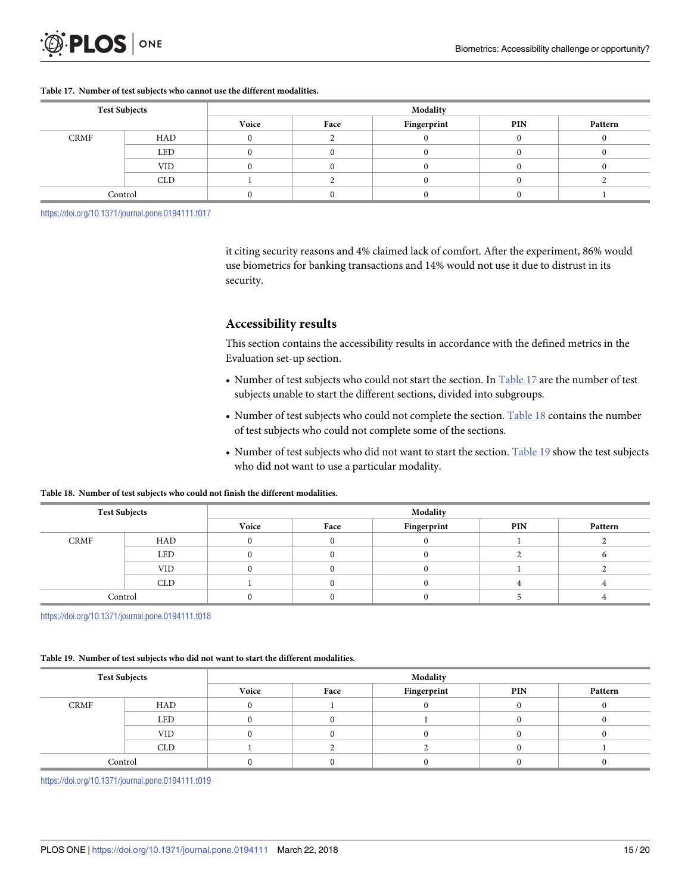**Table 17. Number of test subjects who cannot use the different modalities.**

| Test Subjects | | Modality | | | | |
|---|---|---|---|---|---|---|
| | | Voice | Face | Fingerprint | PIN | Pattern |
| CRMF | HAD | 0 | 2 | 0 | 0 | 0 |
| | LED | 0 | 0 | 0 | 0 | 0 |
| | VID | 0 | 0 | 0 | 0 | 0 |
| | CLD | 1 | 2 | 0 | 0 | 2 |
| Control | | 0 | 0 | 0 | 0 | 1 |

https://doi.org/10.1371/journal.pone.0194111.t017

it citing security reasons and 4% claimed lack of comfort. After the experiment, 86% would use biometrics for banking transactions and 14% would not use it due to distrust in its security.

## Accessibility results

This section contains the accessibility results in accordance with the defined metrics in the Evaluation set-up section.

- Number of test subjects who could not start the section. In Table 17 are the number of test subjects unable to start the different sections, divided into subgroups.
- Number of test subjects who could not complete the section. Table 18 contains the number of test subjects who could not complete some of the sections.
- Number of test subjects who did not want to start the section. Table 19 show the test subjects who did not want to use a particular modality.

**Table 18. Number of test subjects who could not finish the different modalities.**

| Test Subjects | | Modality | | | | |
|---|---|---|---|---|---|---|
| | | Voice | Face | Fingerprint | PIN | Pattern |
| CRMF | HAD | 0 | 0 | 0 | 1 | 2 |
| | LED | 0 | 0 | 0 | 2 | 6 |
| | VID | 0 | 0 | 0 | 1 | 2 |
| | CLD | 1 | 0 | 0 | 4 | 4 |
| Control | | 0 | 0 | 0 | 5 | 4 |

https://doi.org/10.1371/journal.pone.0194111.t018

**Table 19. Number of test subjects who did not want to start the different modalities.**

| Test Subjects | | Modality | | | | |
|---|---|---|---|---|---|---|
| | | Voice | Face | Fingerprint | PIN | Pattern |
| CRMF | HAD | 0 | 1 | 0 | 0 | 0 |
| | LED | 0 | 0 | 1 | 0 | 0 |
| | VID | 0 | 0 | 0 | 0 | 0 |
| | CLD | 1 | 2 | 2 | 0 | 1 |
| Control | | 0 | 0 | 0 | 0 | 0 |

https://doi.org/10.1371/journal.pone.0194111.t019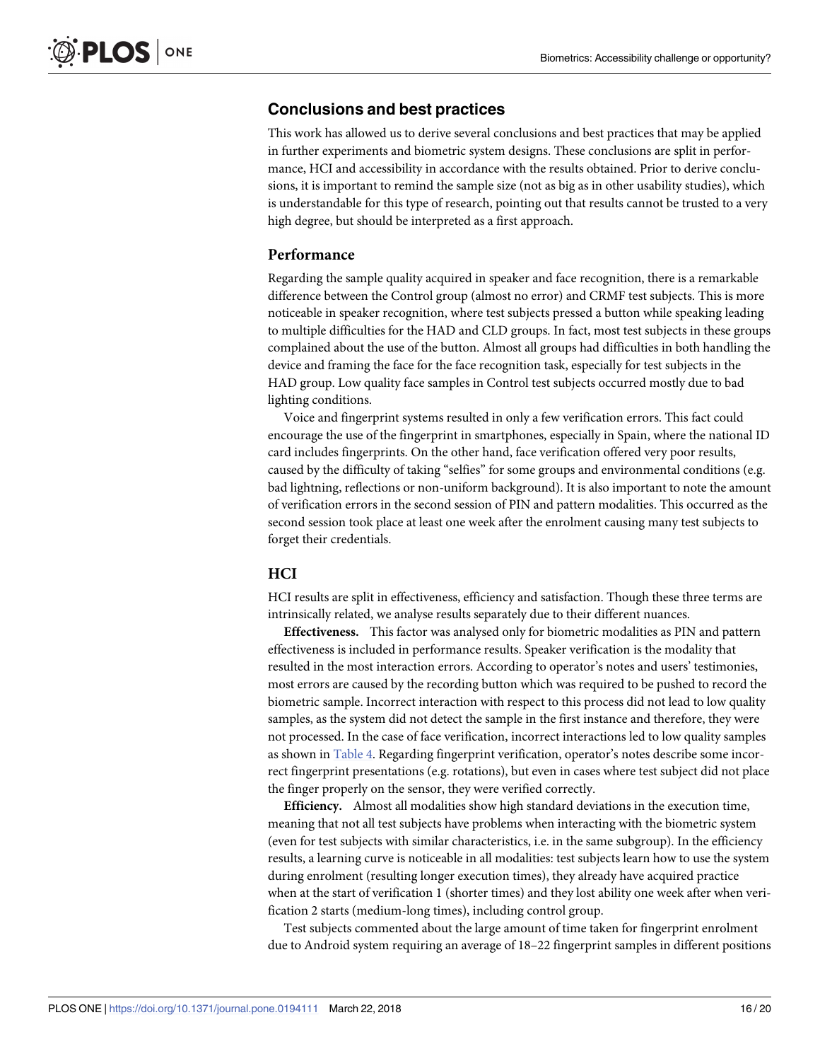## Conclusions and best practices

This work has allowed us to derive several conclusions and best practices that may be applied in further experiments and biometric system designs. These conclusions are split in performance, HCI and accessibility in accordance with the results obtained. Prior to derive conclusions, it is important to remind the sample size (not as big as in other usability studies), which is understandable for this type of research, pointing out that results cannot be trusted to a very high degree, but should be interpreted as a first approach.

### Performance

Regarding the sample quality acquired in speaker and face recognition, there is a remarkable difference between the Control group (almost no error) and CRMF test subjects. This is more noticeable in speaker recognition, where test subjects pressed a button while speaking leading to multiple difficulties for the HAD and CLD groups. In fact, most test subjects in these groups complained about the use of the button. Almost all groups had difficulties in both handling the device and framing the face for the face recognition task, especially for test subjects in the HAD group. Low quality face samples in Control test subjects occurred mostly due to bad lighting conditions.

Voice and fingerprint systems resulted in only a few verification errors. This fact could encourage the use of the fingerprint in smartphones, especially in Spain, where the national ID card includes fingerprints. On the other hand, face verification offered very poor results, caused by the difficulty of taking "selfies" for some groups and environmental conditions (e.g. bad lightning, reflections or non-uniform background). It is also important to note the amount of verification errors in the second session of PIN and pattern modalities. This occurred as the second session took place at least one week after the enrolment causing many test subjects to forget their credentials.

### HCI

HCI results are split in effectiveness, efficiency and satisfaction. Though these three terms are intrinsically related, we analyse results separately due to their different nuances.

**Effectiveness.** This factor was analysed only for biometric modalities as PIN and pattern effectiveness is included in performance results. Speaker verification is the modality that resulted in the most interaction errors. According to operator's notes and users' testimonies, most errors are caused by the recording button which was required to be pushed to record the biometric sample. Incorrect interaction with respect to this process did not lead to low quality samples, as the system did not detect the sample in the first instance and therefore, they were not processed. In the case of face verification, incorrect interactions led to low quality samples as shown in Table 4. Regarding fingerprint verification, operator's notes describe some incorrect fingerprint presentations (e.g. rotations), but even in cases where test subject did not place the finger properly on the sensor, they were verified correctly.

**Efficiency.** Almost all modalities show high standard deviations in the execution time, meaning that not all test subjects have problems when interacting with the biometric system (even for test subjects with similar characteristics, i.e. in the same subgroup). In the efficiency results, a learning curve is noticeable in all modalities: test subjects learn how to use the system during enrolment (resulting longer execution times), they already have acquired practice when at the start of verification 1 (shorter times) and they lost ability one week after when verification 2 starts (medium-long times), including control group.

Test subjects commented about the large amount of time taken for fingerprint enrolment due to Android system requiring an average of 18–22 fingerprint samples in different positions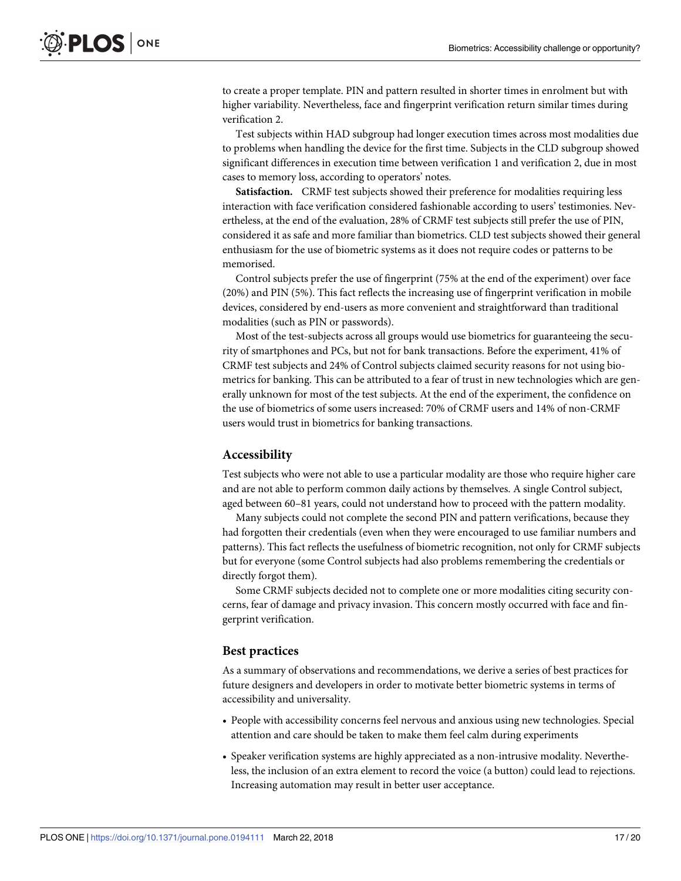to create a proper template. PIN and pattern resulted in shorter times in enrolment but with higher variability. Nevertheless, face and fingerprint verification return similar times during verification 2.

Test subjects within HAD subgroup had longer execution times across most modalities due to problems when handling the device for the first time. Subjects in the CLD subgroup showed significant differences in execution time between verification 1 and verification 2, due in most cases to memory loss, according to operators' notes.

**Satisfaction.** CRMF test subjects showed their preference for modalities requiring less interaction with face verification considered fashionable according to users' testimonies. Nevertheless, at the end of the evaluation, 28% of CRMF test subjects still prefer the use of PIN, considered it as safe and more familiar than biometrics. CLD test subjects showed their general enthusiasm for the use of biometric systems as it does not require codes or patterns to be memorised.

Control subjects prefer the use of fingerprint (75% at the end of the experiment) over face (20%) and PIN (5%). This fact reflects the increasing use of fingerprint verification in mobile devices, considered by end-users as more convenient and straightforward than traditional modalities (such as PIN or passwords).

Most of the test-subjects across all groups would use biometrics for guaranteeing the security of smartphones and PCs, but not for bank transactions. Before the experiment, 41% of CRMF test subjects and 24% of Control subjects claimed security reasons for not using biometrics for banking. This can be attributed to a fear of trust in new technologies which are generally unknown for most of the test subjects. At the end of the experiment, the confidence on the use of biometrics of some users increased: 70% of CRMF users and 14% of non-CRMF users would trust in biometrics for banking transactions.

## Accessibility

Test subjects who were not able to use a particular modality are those who require higher care and are not able to perform common daily actions by themselves. A single Control subject, aged between 60–81 years, could not understand how to proceed with the pattern modality.

Many subjects could not complete the second PIN and pattern verifications, because they had forgotten their credentials (even when they were encouraged to use familiar numbers and patterns). This fact reflects the usefulness of biometric recognition, not only for CRMF subjects but for everyone (some Control subjects had also problems remembering the credentials or directly forgot them).

Some CRMF subjects decided not to complete one or more modalities citing security concerns, fear of damage and privacy invasion. This concern mostly occurred with face and fingerprint verification.

## Best practices

As a summary of observations and recommendations, we derive a series of best practices for future designers and developers in order to motivate better biometric systems in terms of accessibility and universality.

- People with accessibility concerns feel nervous and anxious using new technologies. Special attention and care should be taken to make them feel calm during experiments
- Speaker verification systems are highly appreciated as a non-intrusive modality. Nevertheless, the inclusion of an extra element to record the voice (a button) could lead to rejections. Increasing automation may result in better user acceptance.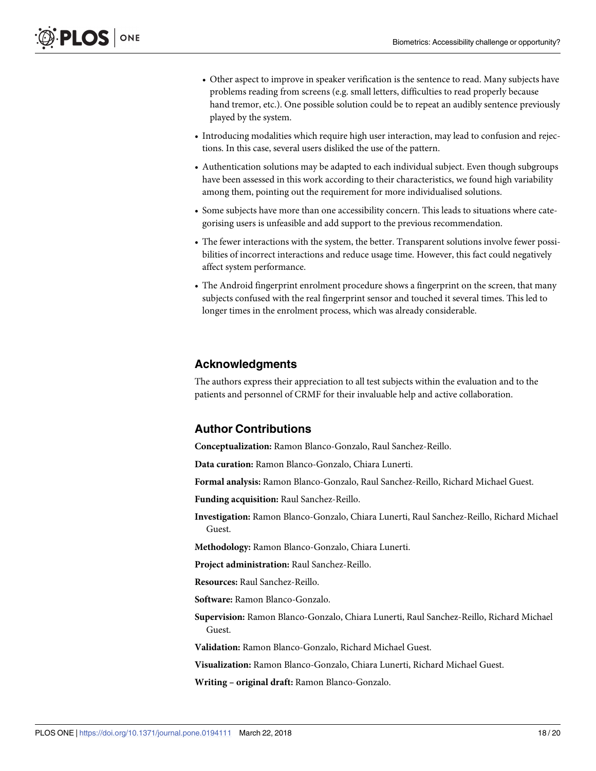- Other aspect to improve in speaker verification is the sentence to read. Many subjects have problems reading from screens (e.g. small letters, difficulties to read properly because hand tremor, etc.). One possible solution could be to repeat an audibly sentence previously played by the system.

- Introducing modalities which require high user interaction, may lead to confusion and rejections. In this case, several users disliked the use of the pattern.
- Authentication solutions may be adapted to each individual subject. Even though subgroups have been assessed in this work according to their characteristics, we found high variability among them, pointing out the requirement for more individualised solutions.
- Some subjects have more than one accessibility concern. This leads to situations where categorising users is unfeasible and add support to the previous recommendation.
- The fewer interactions with the system, the better. Transparent solutions involve fewer possibilities of incorrect interactions and reduce usage time. However, this fact could negatively affect system performance.
- The Android fingerprint enrolment procedure shows a fingerprint on the screen, that many subjects confused with the real fingerprint sensor and touched it several times. This led to longer times in the enrolment process, which was already considerable.

## Acknowledgments

The authors express their appreciation to all test subjects within the evaluation and to the patients and personnel of CRMF for their invaluable help and active collaboration.

## Author Contributions

**Conceptualization:** Ramon Blanco-Gonzalo, Raul Sanchez-Reillo.

**Data curation:** Ramon Blanco-Gonzalo, Chiara Lunerti.

**Formal analysis:** Ramon Blanco-Gonzalo, Raul Sanchez-Reillo, Richard Michael Guest.

**Funding acquisition:** Raul Sanchez-Reillo.

**Investigation:** Ramon Blanco-Gonzalo, Chiara Lunerti, Raul Sanchez-Reillo, Richard Michael Guest.

**Methodology:** Ramon Blanco-Gonzalo, Chiara Lunerti.

**Project administration:** Raul Sanchez-Reillo.

**Resources:** Raul Sanchez-Reillo.

**Software:** Ramon Blanco-Gonzalo.

**Supervision:** Ramon Blanco-Gonzalo, Chiara Lunerti, Raul Sanchez-Reillo, Richard Michael Guest.

**Validation:** Ramon Blanco-Gonzalo, Richard Michael Guest.

**Visualization:** Ramon Blanco-Gonzalo, Chiara Lunerti, Richard Michael Guest.

**Writing – original draft:** Ramon Blanco-Gonzalo.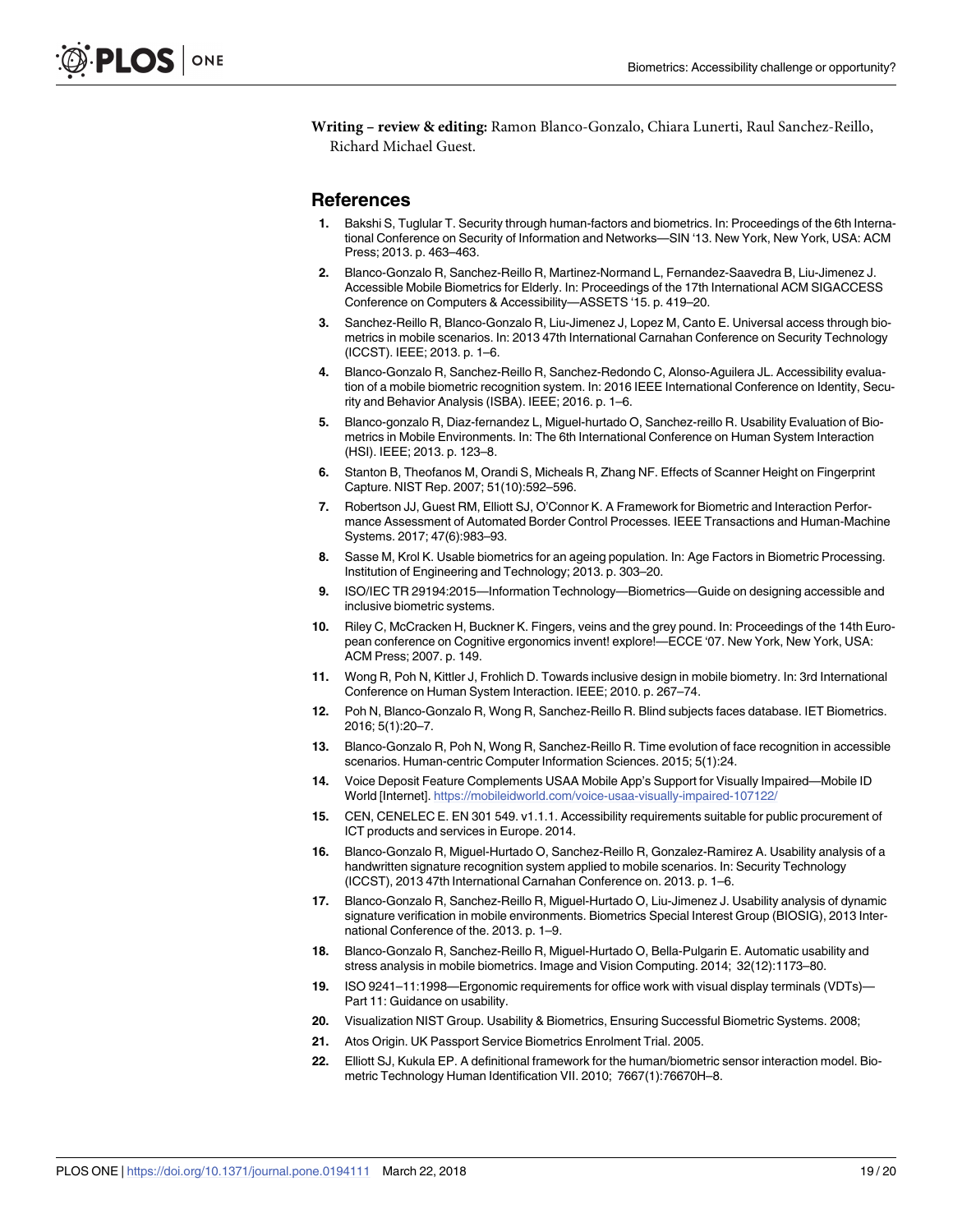**Writing – review & editing:** Ramon Blanco-Gonzalo, Chiara Lunerti, Raul Sanchez-Reillo, Richard Michael Guest.

## References

1. Bakshi S, Tuglular T. Security through human-factors and biometrics. In: Proceedings of the 6th International Conference on Security of Information and Networks—SIN '13. New York, New York, USA: ACM Press; 2013. p. 463–463.
2. Blanco-Gonzalo R, Sanchez-Reillo R, Martinez-Normand L, Fernandez-Saavedra B, Liu-Jimenez J. Accessible Mobile Biometrics for Elderly. In: Proceedings of the 17th International ACM SIGACCESS Conference on Computers & Accessibility—ASSETS '15. p. 419–20.
3. Sanchez-Reillo R, Blanco-Gonzalo R, Liu-Jimenez J, Lopez M, Canto E. Universal access through biometrics in mobile scenarios. In: 2013 47th International Carnahan Conference on Security Technology (ICCST). IEEE; 2013. p. 1–6.
4. Blanco-Gonzalo R, Sanchez-Reillo R, Sanchez-Redondo C, Alonso-Aguilera JL. Accessibility evaluation of a mobile biometric recognition system. In: 2016 IEEE International Conference on Identity, Security and Behavior Analysis (ISBA). IEEE; 2016. p. 1–6.
5. Blanco-gonzalo R, Diaz-fernandez L, Miguel-hurtado O, Sanchez-reillo R. Usability Evaluation of Biometrics in Mobile Environments. In: The 6th International Conference on Human System Interaction (HSI). IEEE; 2013. p. 123–8.
6. Stanton B, Theofanos M, Orandi S, Micheals R, Zhang NF. Effects of Scanner Height on Fingerprint Capture. NIST Rep. 2007; 51(10):592–596.
7. Robertson JJ, Guest RM, Elliott SJ, O'Connor K. A Framework for Biometric and Interaction Performance Assessment of Automated Border Control Processes. IEEE Transactions and Human-Machine Systems. 2017; 47(6):983–93.
8. Sasse M, Krol K. Usable biometrics for an ageing population. In: Age Factors in Biometric Processing. Institution of Engineering and Technology; 2013. p. 303–20.
9. ISO/IEC TR 29194:2015—Information Technology—Biometrics—Guide on designing accessible and inclusive biometric systems.
10. Riley C, McCracken H, Buckner K. Fingers, veins and the grey pound. In: Proceedings of the 14th European conference on Cognitive ergonomics invent! explore!—ECCE '07. New York, New York, USA: ACM Press; 2007. p. 149.
11. Wong R, Poh N, Kittler J, Frohlich D. Towards inclusive design in mobile biometry. In: 3rd International Conference on Human System Interaction. IEEE; 2010. p. 267–74.
12. Poh N, Blanco-Gonzalo R, Wong R, Sanchez-Reillo R. Blind subjects faces database. IET Biometrics. 2016; 5(1):20–7.
13. Blanco-Gonzalo R, Poh N, Wong R, Sanchez-Reillo R. Time evolution of face recognition in accessible scenarios. Human-centric Computer Information Sciences. 2015; 5(1):24.
14. Voice Deposit Feature Complements USAA Mobile App's Support for Visually Impaired—Mobile ID World [Internet]. https://mobileidworld.com/voice-usaa-visually-impaired-107122/
15. CEN, CENELEC E. EN 301 549. v1.1.1. Accessibility requirements suitable for public procurement of ICT products and services in Europe. 2014.
16. Blanco-Gonzalo R, Miguel-Hurtado O, Sanchez-Reillo R, Gonzalez-Ramirez A. Usability analysis of a handwritten signature recognition system applied to mobile scenarios. In: Security Technology (ICCST), 2013 47th International Carnahan Conference on. 2013. p. 1–6.
17. Blanco-Gonzalo R, Sanchez-Reillo R, Miguel-Hurtado O, Liu-Jimenez J. Usability analysis of dynamic signature verification in mobile environments. Biometrics Special Interest Group (BIOSIG), 2013 International Conference of the. 2013. p. 1–9.
18. Blanco-Gonzalo R, Sanchez-Reillo R, Miguel-Hurtado O, Bella-Pulgarin E. Automatic usability and stress analysis in mobile biometrics. Image and Vision Computing. 2014; 32(12):1173–80.
19. ISO 9241–11:1998—Ergonomic requirements for office work with visual display terminals (VDTs)—Part 11: Guidance on usability.
20. Visualization NIST Group. Usability & Biometrics, Ensuring Successful Biometric Systems. 2008;
21. Atos Origin. UK Passport Service Biometrics Enrolment Trial. 2005.
22. Elliott SJ, Kukula EP. A definitional framework for the human/biometric sensor interaction model. Biometric Technology Human Identification VII. 2010; 7667(1):76670H–8.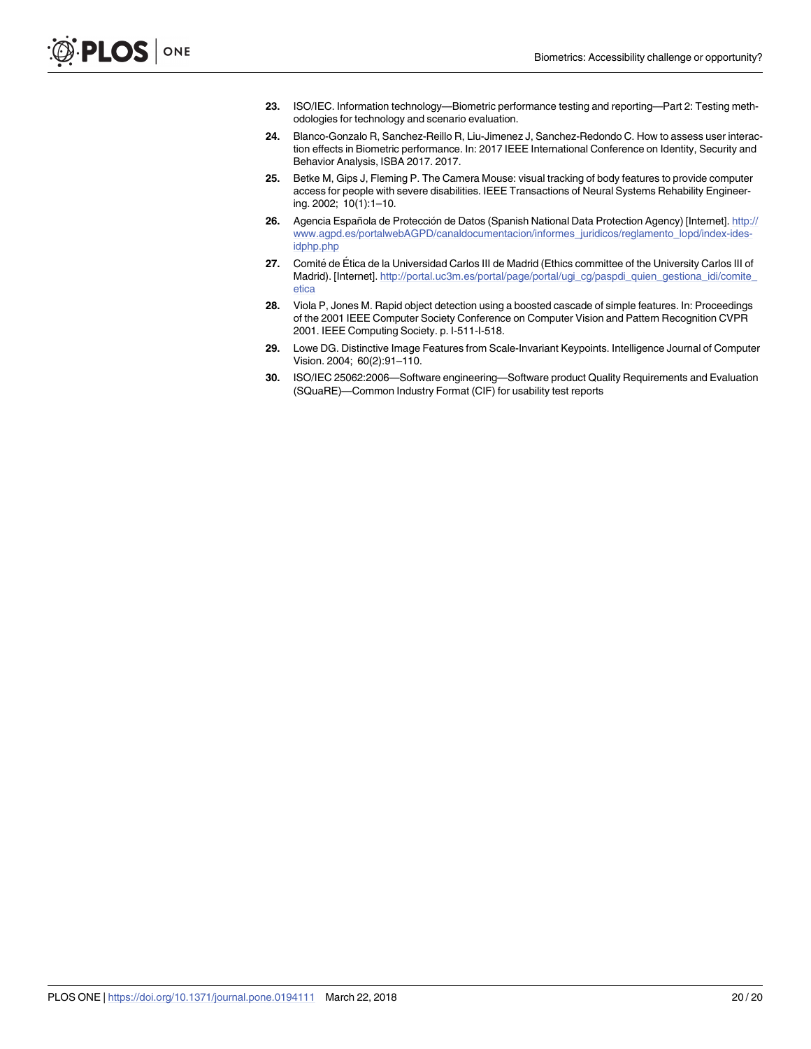23. ISO/IEC. Information technology—Biometric performance testing and reporting—Part 2: Testing methodologies for technology and scenario evaluation.
24. Blanco-Gonzalo R, Sanchez-Reillo R, Liu-Jimenez J, Sanchez-Redondo C. How to assess user interaction effects in Biometric performance. In: 2017 IEEE International Conference on Identity, Security and Behavior Analysis, ISBA 2017. 2017.
25. Betke M, Gips J, Fleming P. The Camera Mouse: visual tracking of body features to provide computer access for people with severe disabilities. IEEE Transactions of Neural Systems Rehability Engineering. 2002; 10(1):1–10.
26. Agencia Española de Protección de Datos (Spanish National Data Protection Agency) [Internet]. http://www.agpd.es/portalwebAGPD/canaldocumentacion/informes_juridicos/reglamento_lopd/index-ides-idphp.php
27. Comité de Ética de la Universidad Carlos III de Madrid (Ethics committee of the University Carlos III of Madrid). [Internet]. http://portal.uc3m.es/portal/page/portal/ugi_cg/paspdi_quien_gestiona_idi/comite_etica
28. Viola P, Jones M. Rapid object detection using a boosted cascade of simple features. In: Proceedings of the 2001 IEEE Computer Society Conference on Computer Vision and Pattern Recognition CVPR 2001. IEEE Computing Society. p. I-511-I-518.
29. Lowe DG. Distinctive Image Features from Scale-Invariant Keypoints. Intelligence Journal of Computer Vision. 2004; 60(2):91–110.
30. ISO/IEC 25062:2006—Software engineering—Software product Quality Requirements and Evaluation (SQuaRE)—Common Industry Format (CIF) for usability test reports